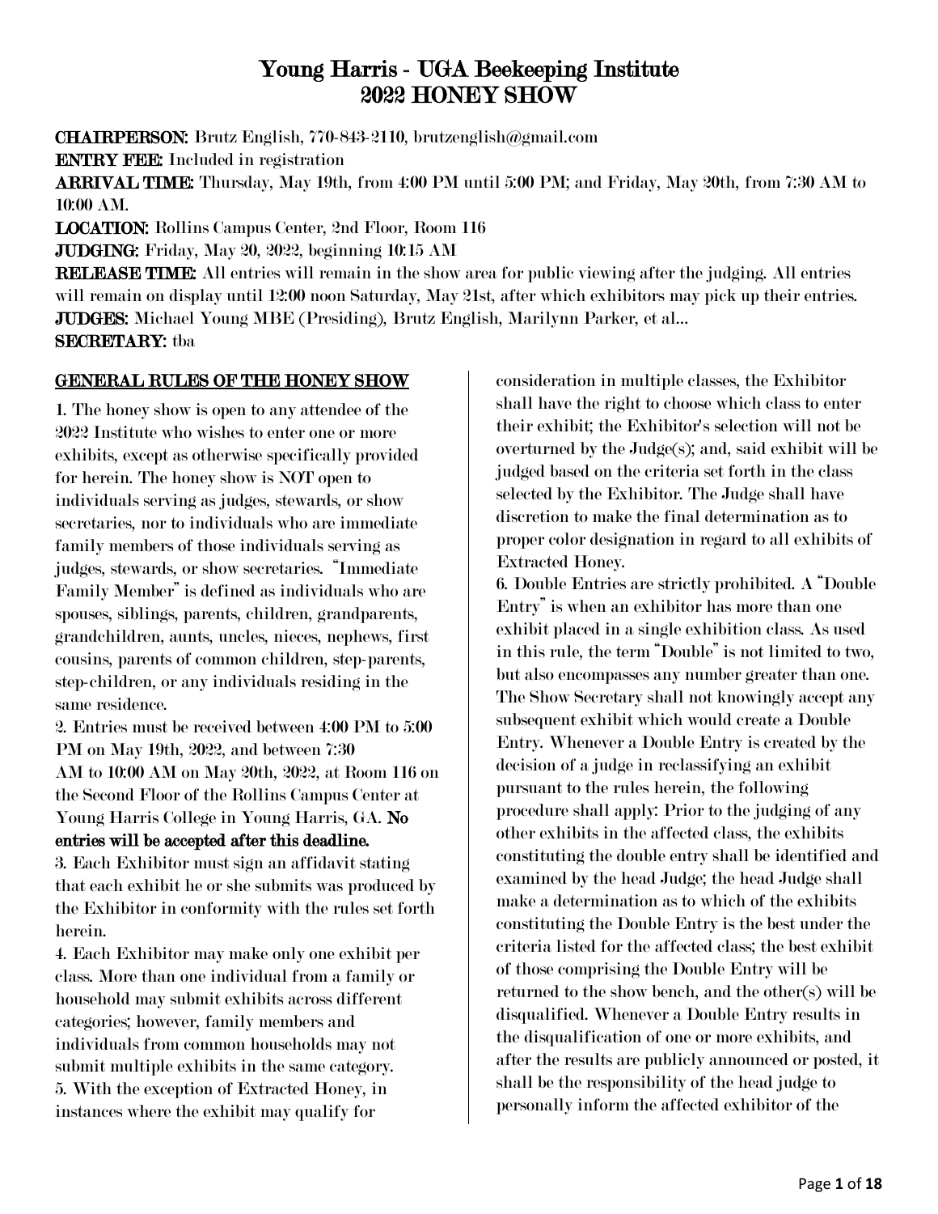# Young Harris - UGA Beekeeping Institute
# 2022 HONEY SHOW

**CHAIRPERSON:** Brutz English, 770-843-2110, brutzenglish@gmail.com
**ENTRY FEE:** Included in registration
**ARRIVAL TIME:** Thursday, May 19th, from 4:00 PM until 5:00 PM; and Friday, May 20th, from 7:30 AM to 10:00 AM.
**LOCATION:** Rollins Campus Center, 2nd Floor, Room 116
**JUDGING:** Friday, May 20, 2022, beginning 10:15 AM
**RELEASE TIME:** All entries will remain in the show area for public viewing after the judging. All entries will remain on display until 12:00 noon Saturday, May 21st, after which exhibitors may pick up their entries.
**JUDGES:** Michael Young MBE (Presiding), Brutz English, Marilynn Parker, et al...
**SECRETARY:** tba

## GENERAL RULES OF THE HONEY SHOW

1. The honey show is open to any attendee of the 2022 Institute who wishes to enter one or more exhibits, except as otherwise specifically provided for herein. The honey show is NOT open to individuals serving as judges, stewards, or show secretaries, nor to individuals who are immediate family members of those individuals serving as judges, stewards, or show secretaries. "Immediate Family Member" is defined as individuals who are spouses, siblings, parents, children, grandparents, grandchildren, aunts, uncles, nieces, nephews, first cousins, parents of common children, step-parents, step-children, or any individuals residing in the same residence.

2. Entries must be received between 4:00 PM to 5:00 PM on May 19th, 2022, and between 7:30 AM to 10:00 AM on May 20th, 2022, at Room 116 on the Second Floor of the Rollins Campus Center at Young Harris College in Young Harris, GA. **No entries will be accepted after this deadline.**

3. Each Exhibitor must sign an affidavit stating that each exhibit he or she submits was produced by the Exhibitor in conformity with the rules set forth herein.

4. Each Exhibitor may make only one exhibit per class. More than one individual from a family or household may submit exhibits across different categories; however, family members and individuals from common households may not submit multiple exhibits in the same category.

5. With the exception of Extracted Honey, in instances where the exhibit may qualify for consideration in multiple classes, the Exhibitor shall have the right to choose which class to enter their exhibit; the Exhibitor's selection will not be overturned by the Judge(s); and, said exhibit will be judged based on the criteria set forth in the class selected by the Exhibitor. The Judge shall have discretion to make the final determination as to proper color designation in regard to all exhibits of Extracted Honey.

6. Double Entries are strictly prohibited. A "Double Entry" is when an exhibitor has more than one exhibit placed in a single exhibition class. As used in this rule, the term "Double" is not limited to two, but also encompasses any number greater than one. The Show Secretary shall not knowingly accept any subsequent exhibit which would create a Double Entry. Whenever a Double Entry is created by the decision of a judge in reclassifying an exhibit pursuant to the rules herein, the following procedure shall apply: Prior to the judging of any other exhibits in the affected class, the exhibits constituting the double entry shall be identified and examined by the head Judge; the head Judge shall make a determination as to which of the exhibits constituting the Double Entry is the best under the criteria listed for the affected class; the best exhibit of those comprising the Double Entry will be returned to the show bench, and the other(s) will be disqualified. Whenever a Double Entry results in the disqualification of one or more exhibits, and after the results are publicly announced or posted, it shall be the responsibility of the head judge to personally inform the affected exhibitor of the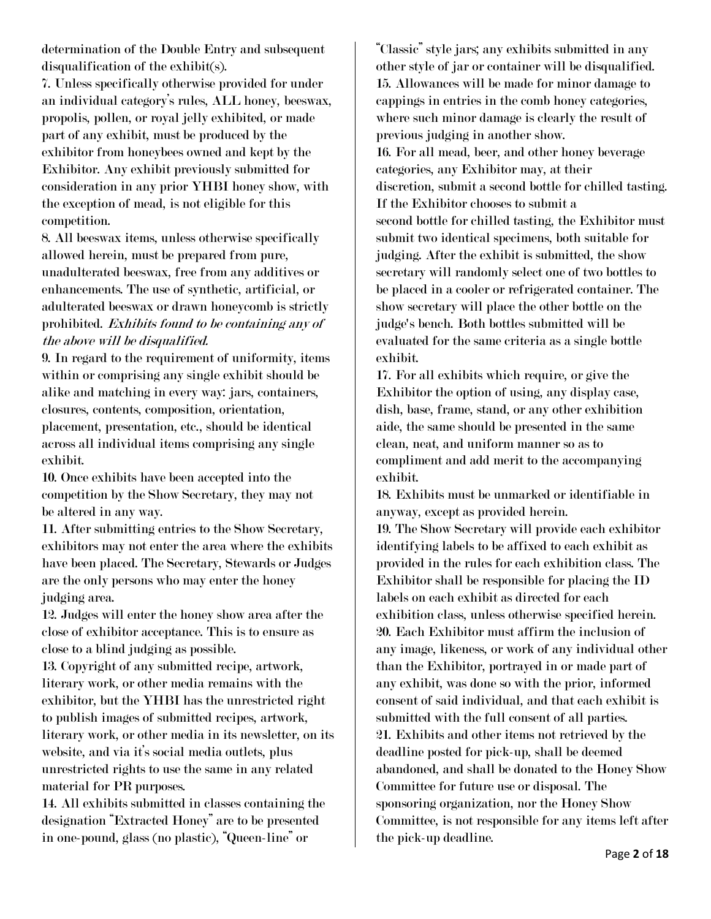determination of the Double Entry and subsequent disqualification of the exhibit(s).

7. Unless specifically otherwise provided for under an individual category's rules, ALL honey, beeswax, propolis, pollen, or royal jelly exhibited, or made part of any exhibit, must be produced by the exhibitor from honeybees owned and kept by the Exhibitor. Any exhibit previously submitted for consideration in any prior YHBI honey show, with the exception of mead, is not eligible for this competition.

8. All beeswax items, unless otherwise specifically allowed herein, must be prepared from pure, unadulterated beeswax, free from any additives or enhancements. The use of synthetic, artificial, or adulterated beeswax or drawn honeycomb is strictly prohibited. *Exhibits found to be containing any of the above will be disqualified.*

9. In regard to the requirement of uniformity, items within or comprising any single exhibit should be alike and matching in every way: jars, containers, closures, contents, composition, orientation, placement, presentation, etc., should be identical across all individual items comprising any single exhibit.

10. Once exhibits have been accepted into the competition by the Show Secretary, they may not be altered in any way.

11. After submitting entries to the Show Secretary, exhibitors may not enter the area where the exhibits have been placed. The Secretary, Stewards or Judges are the only persons who may enter the honey judging area.

12. Judges will enter the honey show area after the close of exhibitor acceptance. This is to ensure as close to a blind judging as possible.

13. Copyright of any submitted recipe, artwork, literary work, or other media remains with the exhibitor, but the YHBI has the unrestricted right to publish images of submitted recipes, artwork, literary work, or other media in its newsletter, on its website, and via it's social media outlets, plus unrestricted rights to use the same in any related material for PR purposes.

14. All exhibits submitted in classes containing the designation "Extracted Honey" are to be presented in one-pound, glass (no plastic), "Queen-line" or "Classic" style jars; any exhibits submitted in any other style of jar or container will be disqualified.

15. Allowances will be made for minor damage to cappings in entries in the comb honey categories, where such minor damage is clearly the result of previous judging in another show.

16. For all mead, beer, and other honey beverage categories, any Exhibitor may, at their discretion, submit a second bottle for chilled tasting. If the Exhibitor chooses to submit a second bottle for chilled tasting, the Exhibitor must submit two identical specimens, both suitable for judging. After the exhibit is submitted, the show secretary will randomly select one of two bottles to be placed in a cooler or refrigerated container. The show secretary will place the other bottle on the judge's bench. Both bottles submitted will be evaluated for the same criteria as a single bottle exhibit.

17. For all exhibits which require, or give the Exhibitor the option of using, any display case, dish, base, frame, stand, or any other exhibition aide, the same should be presented in the same clean, neat, and uniform manner so as to compliment and add merit to the accompanying exhibit.

18. Exhibits must be unmarked or identifiable in anyway, except as provided herein.

19. The Show Secretary will provide each exhibitor identifying labels to be affixed to each exhibit as provided in the rules for each exhibition class. The Exhibitor shall be responsible for placing the ID labels on each exhibit as directed for each exhibition class, unless otherwise specified herein.

20. Each Exhibitor must affirm the inclusion of any image, likeness, or work of any individual other than the Exhibitor, portrayed in or made part of any exhibit, was done so with the prior, informed consent of said individual, and that each exhibit is submitted with the full consent of all parties.

21. Exhibits and other items not retrieved by the deadline posted for pick-up, shall be deemed abandoned, and shall be donated to the Honey Show Committee for future use or disposal. The sponsoring organization, nor the Honey Show Committee, is not responsible for any items left after the pick-up deadline.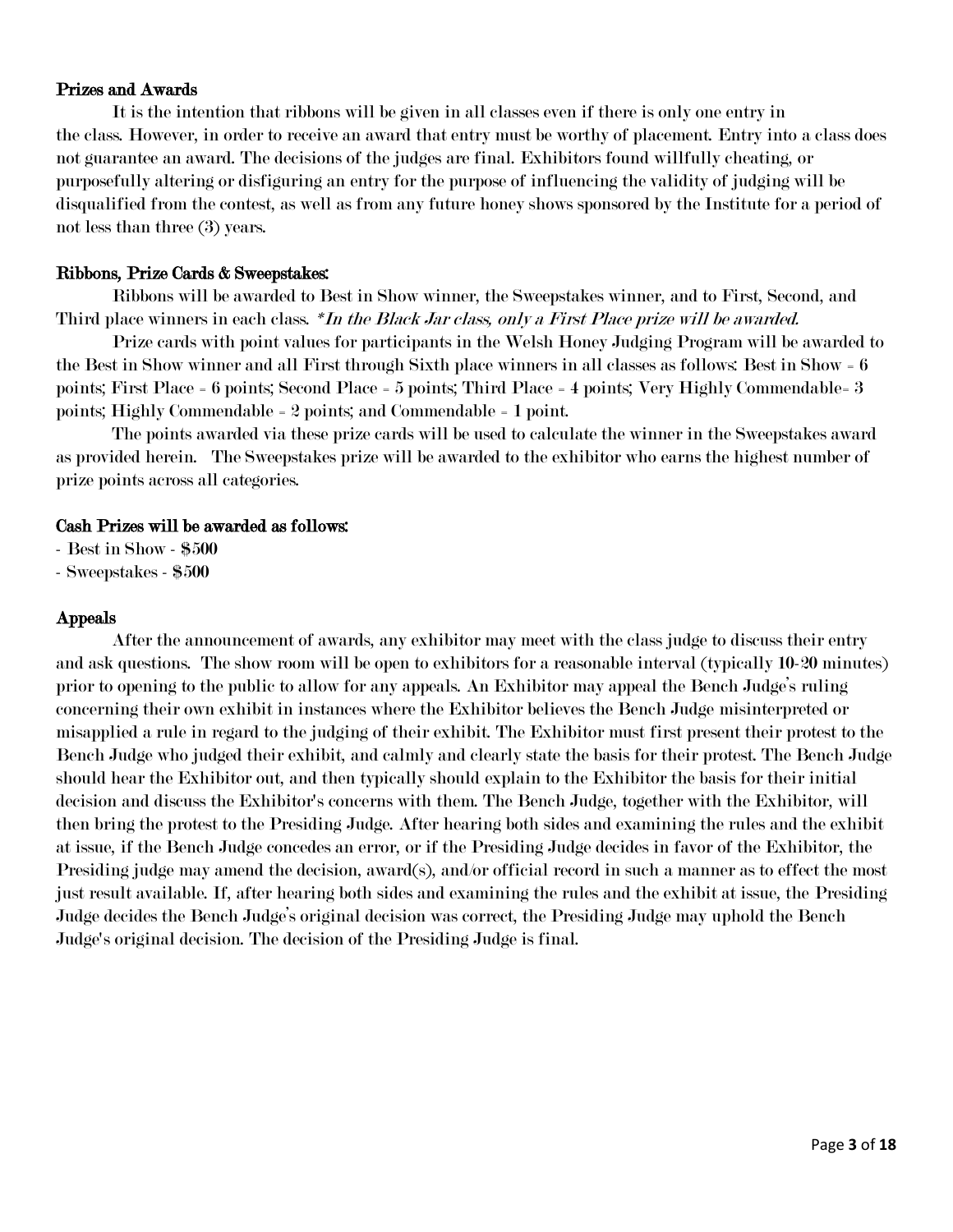**Prizes and Awards**

It is the intention that ribbons will be given in all classes even if there is only one entry in the class. However, in order to receive an award that entry must be worthy of placement. Entry into a class does not guarantee an award. The decisions of the judges are final. Exhibitors found willfully cheating, or purposefully altering or disfiguring an entry for the purpose of influencing the validity of judging will be disqualified from the contest, as well as from any future honey shows sponsored by the Institute for a period of not less than three (3) years.

**Ribbons, Prize Cards & Sweepstakes:**

Ribbons will be awarded to Best in Show winner, the Sweepstakes winner, and to First, Second, and Third place winners in each class. ***In the Black Jar class, only a First Place prize will be awarded.***

Prize cards with point values for participants in the Welsh Honey Judging Program will be awarded to the Best in Show winner and all First through Sixth place winners in all classes as follows: Best in Show = 6 points; First Place = 6 points; Second Place = 5 points; Third Place = 4 points; Very Highly Commendable= 3 points; Highly Commendable = 2 points; and Commendable = 1 point.

The points awarded via these prize cards will be used to calculate the winner in the Sweepstakes award as provided herein. The Sweepstakes prize will be awarded to the exhibitor who earns the highest number of prize points across all categories.

**Cash Prizes will be awarded as follows:**

- Best in Show - $500
- Sweepstakes - $500

**Appeals**

After the announcement of awards, any exhibitor may meet with the class judge to discuss their entry and ask questions. The show room will be open to exhibitors for a reasonable interval (typically 10-20 minutes) prior to opening to the public to allow for any appeals. An Exhibitor may appeal the Bench Judge's ruling concerning their own exhibit in instances where the Exhibitor believes the Bench Judge misinterpreted or misapplied a rule in regard to the judging of their exhibit. The Exhibitor must first present their protest to the Bench Judge who judged their exhibit, and calmly and clearly state the basis for their protest. The Bench Judge should hear the Exhibitor out, and then typically should explain to the Exhibitor the basis for their initial decision and discuss the Exhibitor's concerns with them. The Bench Judge, together with the Exhibitor, will then bring the protest to the Presiding Judge. After hearing both sides and examining the rules and the exhibit at issue, if the Bench Judge concedes an error, or if the Presiding Judge decides in favor of the Exhibitor, the Presiding judge may amend the decision, award(s), and/or official record in such a manner as to effect the most just result available. If, after hearing both sides and examining the rules and the exhibit at issue, the Presiding Judge decides the Bench Judge's original decision was correct, the Presiding Judge may uphold the Bench Judge's original decision. The decision of the Presiding Judge is final.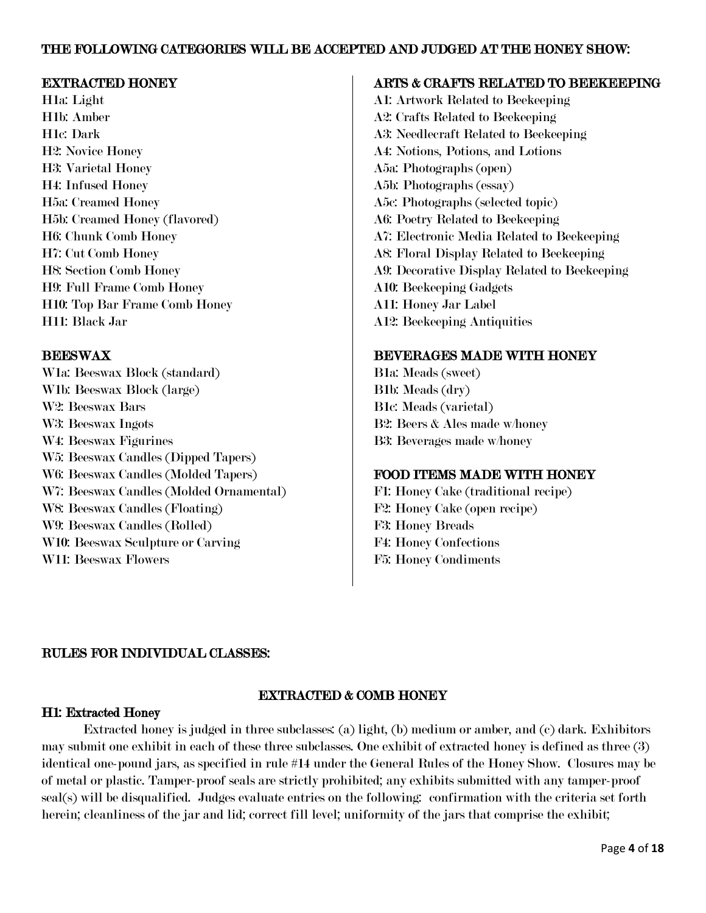## THE FOLLOWING CATEGORIES WILL BE ACCEPTED AND JUDGED AT THE HONEY SHOW:

### EXTRACTED HONEY

H1a: Light
H1b: Amber
H1c: Dark
H2: Novice Honey
H3: Varietal Honey
H4: Infused Honey
H5a: Creamed Honey
H5b: Creamed Honey (flavored)
H6: Chunk Comb Honey
H7: Cut Comb Honey
H8: Section Comb Honey
H9: Full Frame Comb Honey
H10: Top Bar Frame Comb Honey
H11: Black Jar

### BEESWAX

W1a: Beeswax Block (standard)
W1b: Beeswax Block (large)
W2: Beeswax Bars
W3: Beeswax Ingots
W4: Beeswax Figurines
W5: Beeswax Candles (Dipped Tapers)
W6: Beeswax Candles (Molded Tapers)
W7: Beeswax Candles (Molded Ornamental)
W8: Beeswax Candles (Floating)
W9: Beeswax Candles (Rolled)
W10: Beeswax Sculpture or Carving
W11: Beeswax Flowers

### ARTS & CRAFTS RELATED TO BEEKEEPING

A1: Artwork Related to Beekeeping
A2: Crafts Related to Beekeeping
A3: Needlecraft Related to Beekeeping
A4: Notions, Potions, and Lotions
A5a: Photographs (open)
A5b: Photographs (essay)
A5c: Photographs (selected topic)
A6: Poetry Related to Beekeeping
A7: Electronic Media Related to Beekeeping
A8: Floral Display Related to Beekeeping
A9: Decorative Display Related to Beekeeping
A10: Beekeeping Gadgets
A11: Honey Jar Label
A12: Beekeeping Antiquities

### BEVERAGES MADE WITH HONEY

B1a: Meads (sweet)
B1b: Meads (dry)
B1c: Meads (varietal)
B2: Beers & Ales made w/honey
B3: Beverages made w/honey

### FOOD ITEMS MADE WITH HONEY

F1: Honey Cake (traditional recipe)
F2: Honey Cake (open recipe)
F3: Honey Breads
F4: Honey Confections
F5: Honey Condiments

## RULES FOR INDIVIDUAL CLASSES:

### EXTRACTED & COMB HONEY

#### H1: Extracted Honey

Extracted honey is judged in three subclasses: (a) light, (b) medium or amber, and (c) dark. Exhibitors may submit one exhibit in each of these three subclasses. One exhibit of extracted honey is defined as three (3) identical one-pound jars, as specified in rule #14 under the General Rules of the Honey Show. Closures may be of metal or plastic. Tamper-proof seals are strictly prohibited; any exhibits submitted with any tamper-proof seal(s) will be disqualified. Judges evaluate entries on the following: confirmation with the criteria set forth herein; cleanliness of the jar and lid; correct fill level; uniformity of the jars that comprise the exhibit;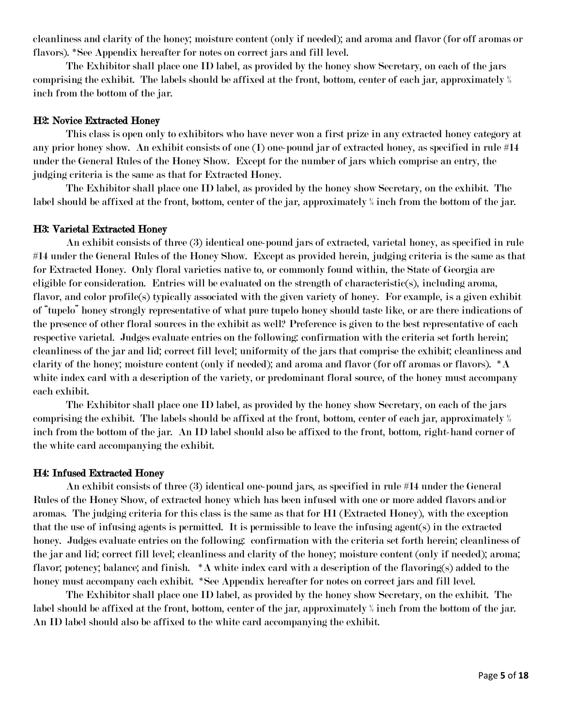cleanliness and clarity of the honey; moisture content (only if needed); and aroma and flavor (for off aromas or flavors). *See Appendix hereafter for notes on correct jars and fill level.

The Exhibitor shall place one ID label, as provided by the honey show Secretary, on each of the jars comprising the exhibit. The labels should be affixed at the front, bottom, center of each jar, approximately ½ inch from the bottom of the jar.

### H2: Novice Extracted Honey

This class is open only to exhibitors who have never won a first prize in any extracted honey category at any prior honey show. An exhibit consists of one (1) one-pound jar of extracted honey, as specified in rule #14 under the General Rules of the Honey Show. Except for the number of jars which comprise an entry, the judging criteria is the same as that for Extracted Honey.

The Exhibitor shall place one ID label, as provided by the honey show Secretary, on the exhibit. The label should be affixed at the front, bottom, center of the jar, approximately ½ inch from the bottom of the jar.

### H3: Varietal Extracted Honey

An exhibit consists of three (3) identical one-pound jars of extracted, varietal honey, as specified in rule #14 under the General Rules of the Honey Show. Except as provided herein, judging criteria is the same as that for Extracted Honey. Only floral varieties native to, or commonly found within, the State of Georgia are eligible for consideration. Entries will be evaluated on the strength of characteristic(s), including aroma, flavor, and color profile(s) typically associated with the given variety of honey. For example, is a given exhibit of "tupelo" honey strongly representative of what pure tupelo honey should taste like, or are there indications of the presence of other floral sources in the exhibit as well? Preference is given to the best representative of each respective varietal. Judges evaluate entries on the following: confirmation with the criteria set forth herein; cleanliness of the jar and lid; correct fill level; uniformity of the jars that comprise the exhibit; cleanliness and clarity of the honey; moisture content (only if needed); and aroma and flavor (for off aromas or flavors). *A white index card with a description of the variety, or predominant floral source, of the honey must accompany each exhibit.

The Exhibitor shall place one ID label, as provided by the honey show Secretary, on each of the jars comprising the exhibit. The labels should be affixed at the front, bottom, center of each jar, approximately ½ inch from the bottom of the jar. An ID label should also be affixed to the front, bottom, right-hand corner of the white card accompanying the exhibit.

### H4: Infused Extracted Honey

An exhibit consists of three (3) identical one-pound jars, as specified in rule #14 under the General Rules of the Honey Show, of extracted honey which has been infused with one or more added flavors and/or aromas. The judging criteria for this class is the same as that for H1 (Extracted Honey), with the exception that the use of infusing agents is permitted. It is permissible to leave the infusing agent(s) in the extracted honey. Judges evaluate entries on the following: confirmation with the criteria set forth herein; cleanliness of the jar and lid; correct fill level; cleanliness and clarity of the honey; moisture content (only if needed); aroma; flavor; potency; balance; and finish. *A white index card with a description of the flavoring(s) added to the honey must accompany each exhibit. *See Appendix hereafter for notes on correct jars and fill level.

The Exhibitor shall place one ID label, as provided by the honey show Secretary, on the exhibit. The label should be affixed at the front, bottom, center of the jar, approximately ½ inch from the bottom of the jar. An ID label should also be affixed to the white card accompanying the exhibit.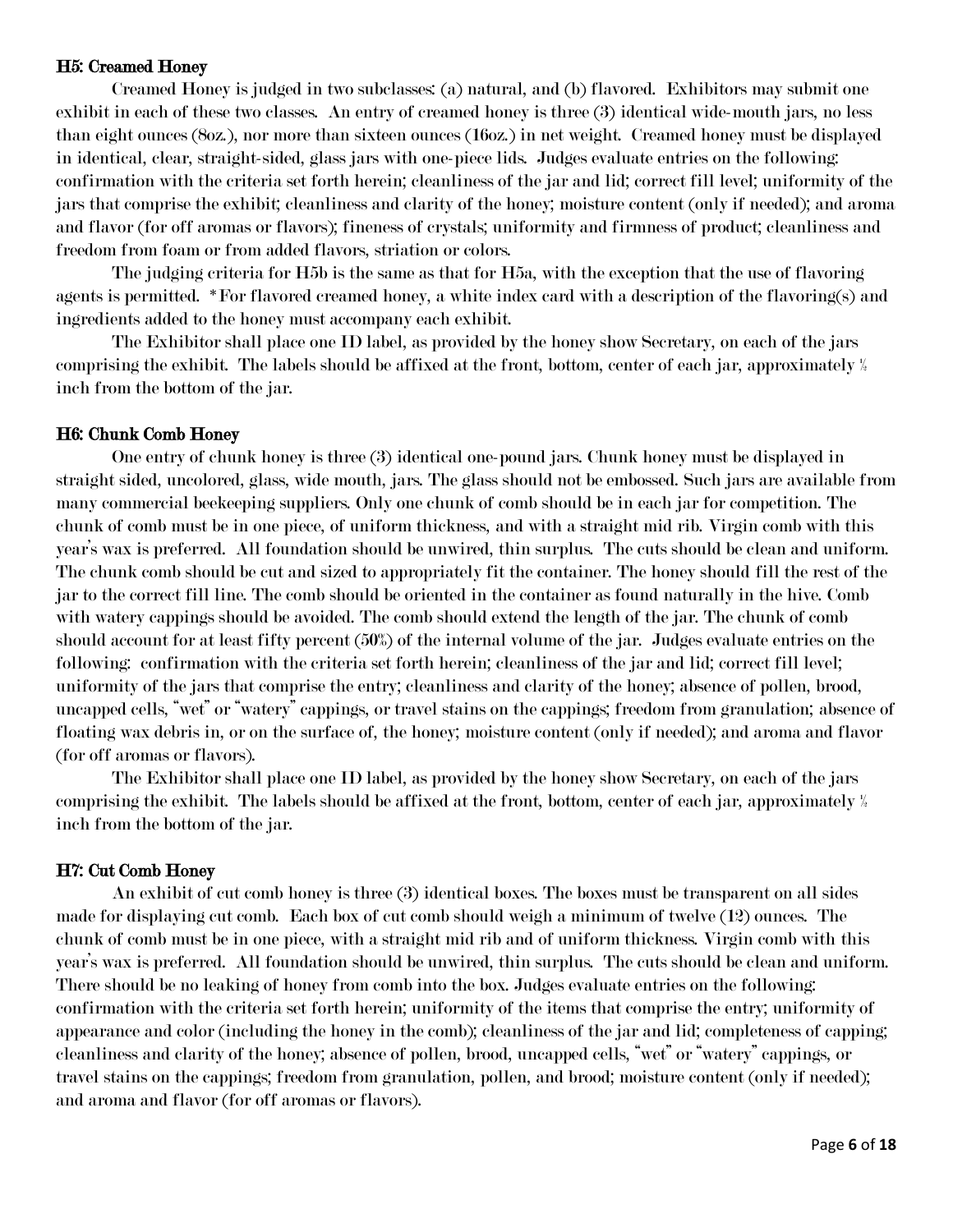### H5: Creamed Honey

Creamed Honey is judged in two subclasses: (a) natural, and (b) flavored. Exhibitors may submit one exhibit in each of these two classes. An entry of creamed honey is three (3) identical wide-mouth jars, no less than eight ounces (8oz.), nor more than sixteen ounces (16oz.) in net weight. Creamed honey must be displayed in identical, clear, straight-sided, glass jars with one-piece lids. Judges evaluate entries on the following: confirmation with the criteria set forth herein; cleanliness of the jar and lid; correct fill level; uniformity of the jars that comprise the exhibit; cleanliness and clarity of the honey; moisture content (only if needed); and aroma and flavor (for off aromas or flavors); fineness of crystals; uniformity and firmness of product; cleanliness and freedom from foam or from added flavors, striation or colors.

The judging criteria for H5b is the same as that for H5a, with the exception that the use of flavoring agents is permitted. *For flavored creamed honey, a white index card with a description of the flavoring(s) and ingredients added to the honey must accompany each exhibit.

The Exhibitor shall place one ID label, as provided by the honey show Secretary, on each of the jars comprising the exhibit. The labels should be affixed at the front, bottom, center of each jar, approximately ½ inch from the bottom of the jar.

### H6: Chunk Comb Honey

One entry of chunk honey is three (3) identical one-pound jars. Chunk honey must be displayed in straight sided, uncolored, glass, wide mouth, jars. The glass should not be embossed. Such jars are available from many commercial beekeeping suppliers. Only one chunk of comb should be in each jar for competition. The chunk of comb must be in one piece, of uniform thickness, and with a straight mid rib. Virgin comb with this year's wax is preferred. All foundation should be unwired, thin surplus. The cuts should be clean and uniform. The chunk comb should be cut and sized to appropriately fit the container. The honey should fill the rest of the jar to the correct fill line. The comb should be oriented in the container as found naturally in the hive. Comb with watery cappings should be avoided. The comb should extend the length of the jar. The chunk of comb should account for at least fifty percent (50%) of the internal volume of the jar. Judges evaluate entries on the following: confirmation with the criteria set forth herein; cleanliness of the jar and lid; correct fill level; uniformity of the jars that comprise the entry; cleanliness and clarity of the honey; absence of pollen, brood, uncapped cells, "wet" or "watery" cappings, or travel stains on the cappings; freedom from granulation; absence of floating wax debris in, or on the surface of, the honey; moisture content (only if needed); and aroma and flavor (for off aromas or flavors).

The Exhibitor shall place one ID label, as provided by the honey show Secretary, on each of the jars comprising the exhibit. The labels should be affixed at the front, bottom, center of each jar, approximately ½ inch from the bottom of the jar.

### H7: Cut Comb Honey

An exhibit of cut comb honey is three (3) identical boxes. The boxes must be transparent on all sides made for displaying cut comb. Each box of cut comb should weigh a minimum of twelve (12) ounces. The chunk of comb must be in one piece, with a straight mid rib and of uniform thickness. Virgin comb with this year's wax is preferred. All foundation should be unwired, thin surplus. The cuts should be clean and uniform. There should be no leaking of honey from comb into the box. Judges evaluate entries on the following: confirmation with the criteria set forth herein; uniformity of the items that comprise the entry; uniformity of appearance and color (including the honey in the comb); cleanliness of the jar and lid; completeness of capping; cleanliness and clarity of the honey; absence of pollen, brood, uncapped cells, "wet" or "watery" cappings, or travel stains on the cappings; freedom from granulation, pollen, and brood; moisture content (only if needed); and aroma and flavor (for off aromas or flavors).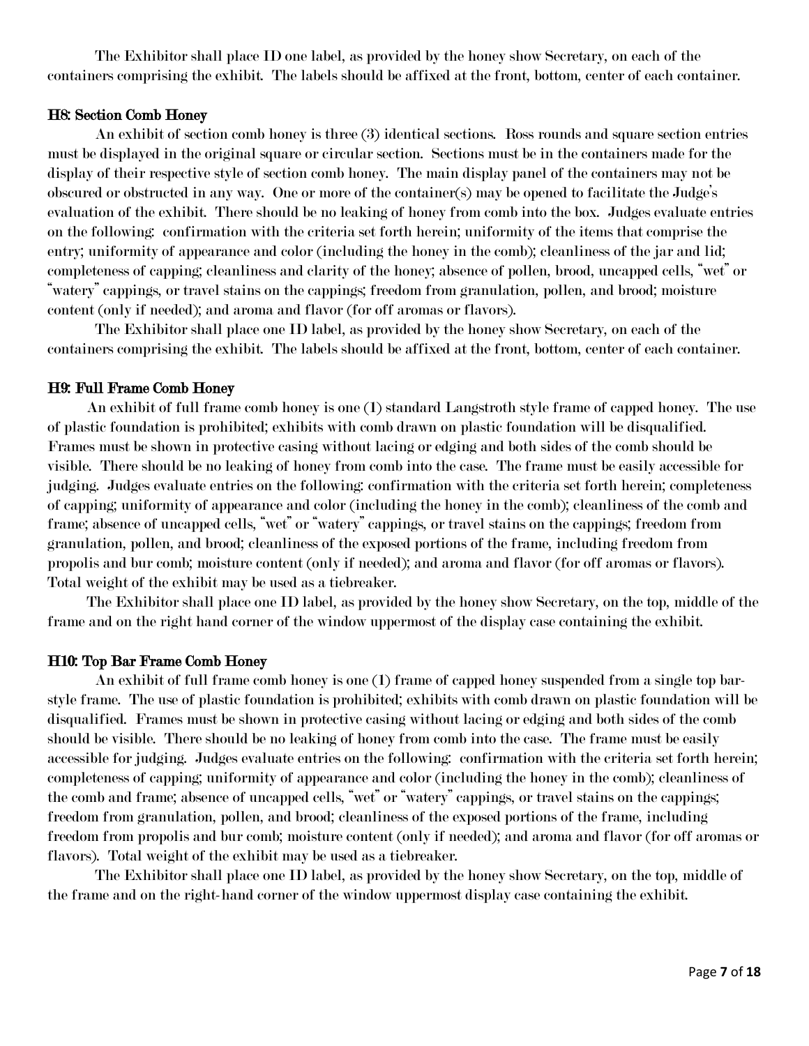The Exhibitor shall place ID one label, as provided by the honey show Secretary, on each of the containers comprising the exhibit. The labels should be affixed at the front, bottom, center of each container.

**H8: Section Comb Honey**

An exhibit of section comb honey is three (3) identical sections. Ross rounds and square section entries must be displayed in the original square or circular section. Sections must be in the containers made for the display of their respective style of section comb honey. The main display panel of the containers may not be obscured or obstructed in any way. One or more of the container(s) may be opened to facilitate the Judge's evaluation of the exhibit. There should be no leaking of honey from comb into the box. Judges evaluate entries on the following: confirmation with the criteria set forth herein; uniformity of the items that comprise the entry; uniformity of appearance and color (including the honey in the comb); cleanliness of the jar and lid; completeness of capping; cleanliness and clarity of the honey; absence of pollen, brood, uncapped cells, "wet" or "watery" cappings, or travel stains on the cappings; freedom from granulation, pollen, and brood; moisture content (only if needed); and aroma and flavor (for off aromas or flavors).

The Exhibitor shall place one ID label, as provided by the honey show Secretary, on each of the containers comprising the exhibit. The labels should be affixed at the front, bottom, center of each container.

**H9: Full Frame Comb Honey**

An exhibit of full frame comb honey is one (1) standard Langstroth style frame of capped honey. The use of plastic foundation is prohibited; exhibits with comb drawn on plastic foundation will be disqualified. Frames must be shown in protective casing without lacing or edging and both sides of the comb should be visible. There should be no leaking of honey from comb into the case. The frame must be easily accessible for judging. Judges evaluate entries on the following: confirmation with the criteria set forth herein; completeness of capping; uniformity of appearance and color (including the honey in the comb); cleanliness of the comb and frame; absence of uncapped cells, "wet" or "watery" cappings, or travel stains on the cappings; freedom from granulation, pollen, and brood; cleanliness of the exposed portions of the frame, including freedom from propolis and bur comb; moisture content (only if needed); and aroma and flavor (for off aromas or flavors). Total weight of the exhibit may be used as a tiebreaker.

The Exhibitor shall place one ID label, as provided by the honey show Secretary, on the top, middle of the frame and on the right hand corner of the window uppermost of the display case containing the exhibit.

**H10: Top Bar Frame Comb Honey**

An exhibit of full frame comb honey is one (1) frame of capped honey suspended from a single top bar-style frame. The use of plastic foundation is prohibited; exhibits with comb drawn on plastic foundation will be disqualified. Frames must be shown in protective casing without lacing or edging and both sides of the comb should be visible. There should be no leaking of honey from comb into the case. The frame must be easily accessible for judging. Judges evaluate entries on the following: confirmation with the criteria set forth herein; completeness of capping; uniformity of appearance and color (including the honey in the comb); cleanliness of the comb and frame; absence of uncapped cells, "wet" or "watery" cappings, or travel stains on the cappings; freedom from granulation, pollen, and brood; cleanliness of the exposed portions of the frame, including freedom from propolis and bur comb; moisture content (only if needed); and aroma and flavor (for off aromas or flavors). Total weight of the exhibit may be used as a tiebreaker.

The Exhibitor shall place one ID label, as provided by the honey show Secretary, on the top, middle of the frame and on the right-hand corner of the window uppermost display case containing the exhibit.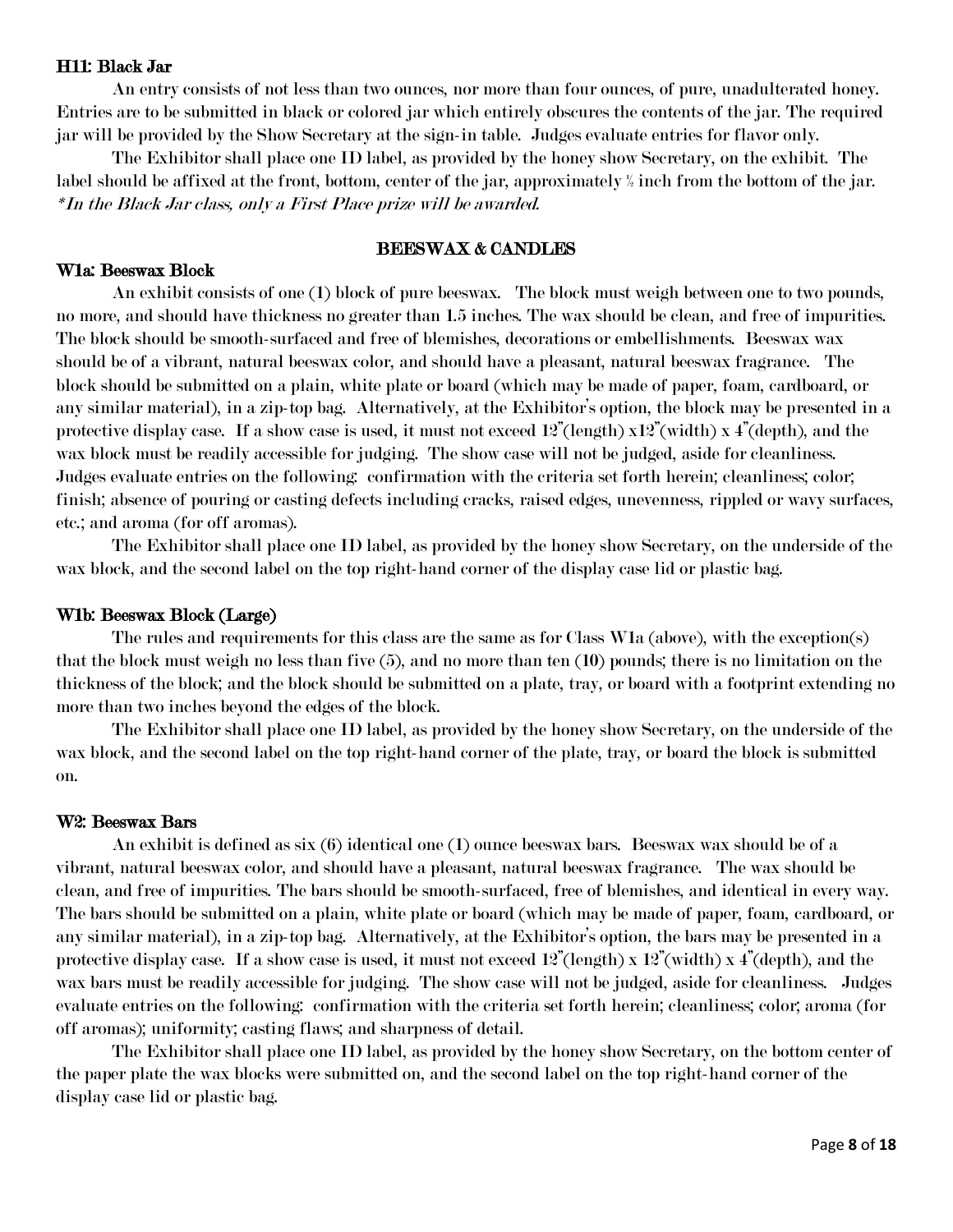### H11: Black Jar

An entry consists of not less than two ounces, nor more than four ounces, of pure, unadulterated honey. Entries are to be submitted in black or colored jar which entirely obscures the contents of the jar. The required jar will be provided by the Show Secretary at the sign-in table. Judges evaluate entries for flavor only.

The Exhibitor shall place one ID label, as provided by the honey show Secretary, on the exhibit. The label should be affixed at the front, bottom, center of the jar, approximately ⅛ inch from the bottom of the jar.
*\*In the Black Jar class, only a First Place prize will be awarded.*

## BEESWAX & CANDLES

### W1a: Beeswax Block

An exhibit consists of one (1) block of pure beeswax. The block must weigh between one to two pounds, no more, and should have thickness no greater than 1.5 inches. The wax should be clean, and free of impurities. The block should be smooth-surfaced and free of blemishes, decorations or embellishments. Beeswax wax should be of a vibrant, natural beeswax color, and should have a pleasant, natural beeswax fragrance. The block should be submitted on a plain, white plate or board (which may be made of paper, foam, cardboard, or any similar material), in a zip-top bag. Alternatively, at the Exhibitor's option, the block may be presented in a protective display case. If a show case is used, it must not exceed 12"(length) x12"(width) x 4"(depth), and the wax block must be readily accessible for judging. The show case will not be judged, aside for cleanliness. Judges evaluate entries on the following: confirmation with the criteria set forth herein; cleanliness; color; finish; absence of pouring or casting defects including cracks, raised edges, unevenness, rippled or wavy surfaces, etc.; and aroma (for off aromas).

The Exhibitor shall place one ID label, as provided by the honey show Secretary, on the underside of the wax block, and the second label on the top right-hand corner of the display case lid or plastic bag.

### W1b: Beeswax Block (Large)

The rules and requirements for this class are the same as for Class W1a (above), with the exception(s) that the block must weigh no less than five (5), and no more than ten (10) pounds; there is no limitation on the thickness of the block; and the block should be submitted on a plate, tray, or board with a footprint extending no more than two inches beyond the edges of the block.

The Exhibitor shall place one ID label, as provided by the honey show Secretary, on the underside of the wax block, and the second label on the top right-hand corner of the plate, tray, or board the block is submitted on.

### W2: Beeswax Bars

An exhibit is defined as six (6) identical one (1) ounce beeswax bars. Beeswax wax should be of a vibrant, natural beeswax color, and should have a pleasant, natural beeswax fragrance. The wax should be clean, and free of impurities. The bars should be smooth-surfaced, free of blemishes, and identical in every way. The bars should be submitted on a plain, white plate or board (which may be made of paper, foam, cardboard, or any similar material), in a zip-top bag. Alternatively, at the Exhibitor's option, the bars may be presented in a protective display case. If a show case is used, it must not exceed 12"(length) x 12"(width) x 4"(depth), and the wax bars must be readily accessible for judging. The show case will not be judged, aside for cleanliness. Judges evaluate entries on the following: confirmation with the criteria set forth herein; cleanliness; color; aroma (for off aromas); uniformity; casting flaws; and sharpness of detail.

The Exhibitor shall place one ID label, as provided by the honey show Secretary, on the bottom center of the paper plate the wax blocks were submitted on, and the second label on the top right-hand corner of the display case lid or plastic bag.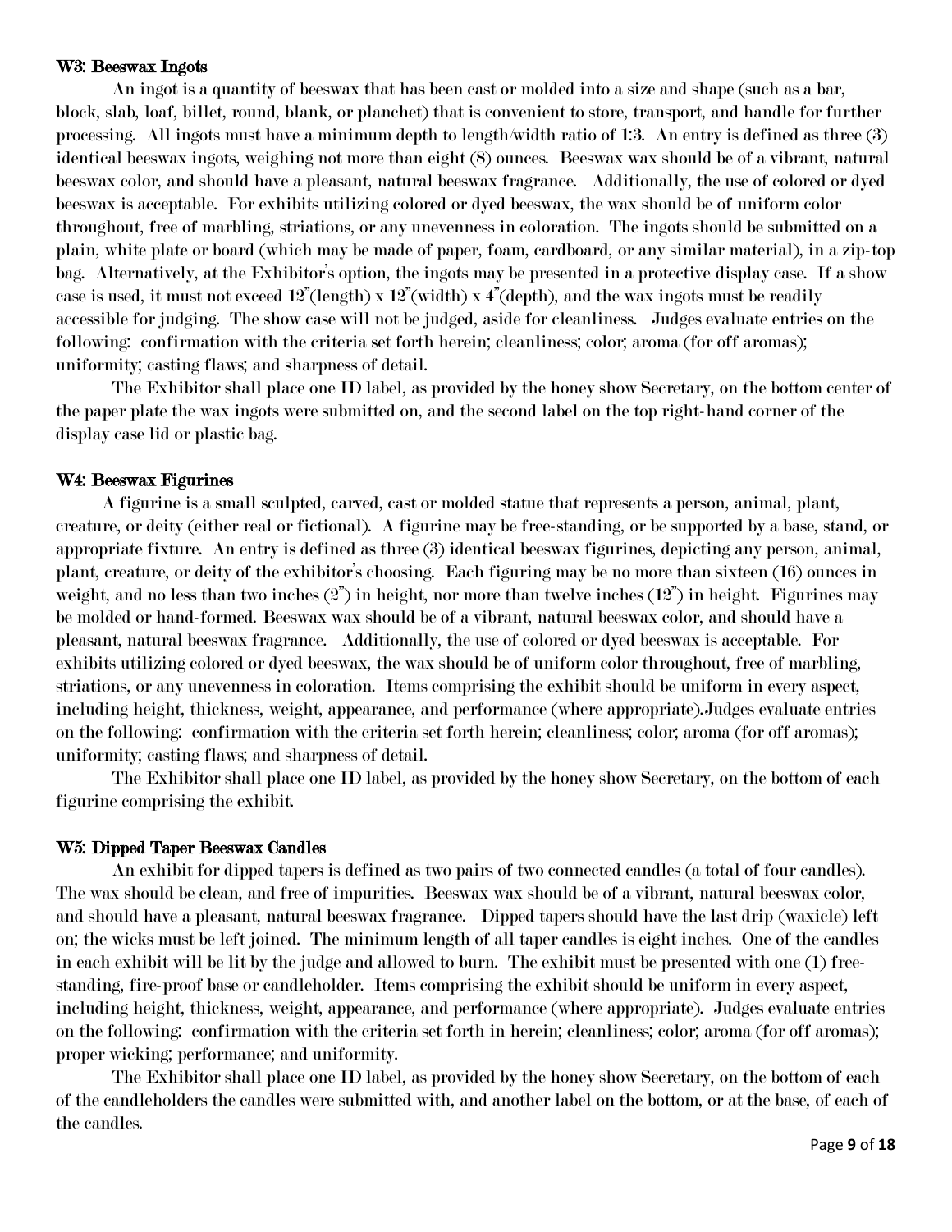**W3: Beeswax Ingots**

An ingot is a quantity of beeswax that has been cast or molded into a size and shape (such as a bar, block, slab, loaf, billet, round, blank, or planchet) that is convenient to store, transport, and handle for further processing. All ingots must have a minimum depth to length/width ratio of 1:3. An entry is defined as three (3) identical beeswax ingots, weighing not more than eight (8) ounces. Beeswax wax should be of a vibrant, natural beeswax color, and should have a pleasant, natural beeswax fragrance. Additionally, the use of colored or dyed beeswax is acceptable. For exhibits utilizing colored or dyed beeswax, the wax should be of uniform color throughout, free of marbling, striations, or any unevenness in coloration. The ingots should be submitted on a plain, white plate or board (which may be made of paper, foam, cardboard, or any similar material), in a zip-top bag. Alternatively, at the Exhibitor's option, the ingots may be presented in a protective display case. If a show case is used, it must not exceed 12"(length) x 12"(width) x 4"(depth), and the wax ingots must be readily accessible for judging. The show case will not be judged, aside for cleanliness. Judges evaluate entries on the following: confirmation with the criteria set forth herein; cleanliness; color; aroma (for off aromas); uniformity; casting flaws; and sharpness of detail.

The Exhibitor shall place one ID label, as provided by the honey show Secretary, on the bottom center of the paper plate the wax ingots were submitted on, and the second label on the top right-hand corner of the display case lid or plastic bag.

**W4: Beeswax Figurines**

A figurine is a small sculpted, carved, cast or molded statue that represents a person, animal, plant, creature, or deity (either real or fictional). A figurine may be free-standing, or be supported by a base, stand, or appropriate fixture. An entry is defined as three (3) identical beeswax figurines, depicting any person, animal, plant, creature, or deity of the exhibitor's choosing. Each figuring may be no more than sixteen (16) ounces in weight, and no less than two inches (2") in height, nor more than twelve inches (12") in height. Figurines may be molded or hand-formed. Beeswax wax should be of a vibrant, natural beeswax color, and should have a pleasant, natural beeswax fragrance. Additionally, the use of colored or dyed beeswax is acceptable. For exhibits utilizing colored or dyed beeswax, the wax should be of uniform color throughout, free of marbling, striations, or any unevenness in coloration. Items comprising the exhibit should be uniform in every aspect, including height, thickness, weight, appearance, and performance (where appropriate).Judges evaluate entries on the following: confirmation with the criteria set forth herein; cleanliness; color; aroma (for off aromas); uniformity; casting flaws; and sharpness of detail.

The Exhibitor shall place one ID label, as provided by the honey show Secretary, on the bottom of each figurine comprising the exhibit.

**W5: Dipped Taper Beeswax Candles**

An exhibit for dipped tapers is defined as two pairs of two connected candles (a total of four candles). The wax should be clean, and free of impurities. Beeswax wax should be of a vibrant, natural beeswax color, and should have a pleasant, natural beeswax fragrance. Dipped tapers should have the last drip (waxicle) left on; the wicks must be left joined. The minimum length of all taper candles is eight inches. One of the candles in each exhibit will be lit by the judge and allowed to burn. The exhibit must be presented with one (1) free-standing, fire-proof base or candleholder. Items comprising the exhibit should be uniform in every aspect, including height, thickness, weight, appearance, and performance (where appropriate). Judges evaluate entries on the following: confirmation with the criteria set forth in herein; cleanliness; color; aroma (for off aromas); proper wicking; performance; and uniformity.

The Exhibitor shall place one ID label, as provided by the honey show Secretary, on the bottom of each of the candleholders the candles were submitted with, and another label on the bottom, or at the base, of each of the candles.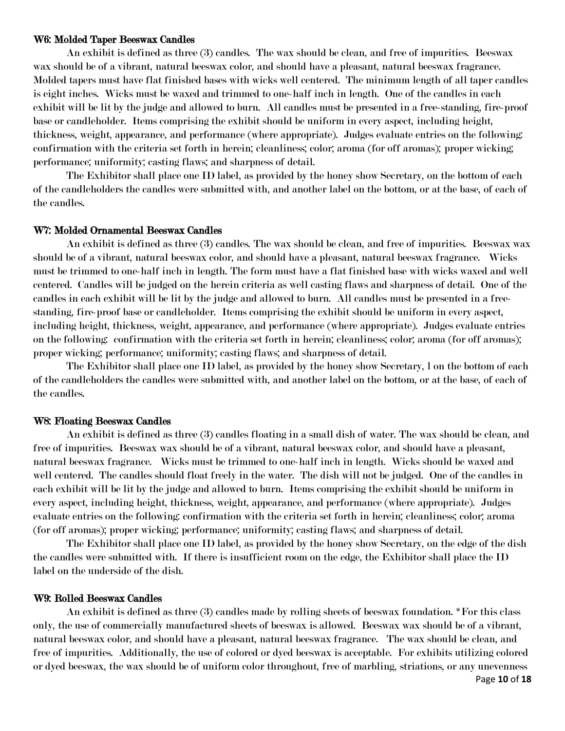**W6: Molded Taper Beeswax Candles**

An exhibit is defined as three (3) candles. The wax should be clean, and free of impurities. Beeswax wax should be of a vibrant, natural beeswax color, and should have a pleasant, natural beeswax fragrance. Molded tapers must have flat finished bases with wicks well centered. The minimum length of all taper candles is eight inches. Wicks must be waxed and trimmed to one-half inch in length. One of the candles in each exhibit will be lit by the judge and allowed to burn. All candles must be presented in a free-standing, fire-proof base or candleholder. Items comprising the exhibit should be uniform in every aspect, including height, thickness, weight, appearance, and performance (where appropriate). Judges evaluate entries on the following: confirmation with the criteria set forth in herein; cleanliness; color; aroma (for off aromas); proper wicking; performance; uniformity; casting flaws; and sharpness of detail.

The Exhibitor shall place one ID label, as provided by the honey show Secretary, on the bottom of each of the candleholders the candles were submitted with, and another label on the bottom, or at the base, of each of the candles.

**W7: Molded Ornamental Beeswax Candles**

An exhibit is defined as three (3) candles. The wax should be clean, and free of impurities. Beeswax wax should be of a vibrant, natural beeswax color, and should have a pleasant, natural beeswax fragrance. Wicks must be trimmed to one-half inch in length. The form must have a flat finished base with wicks waxed and well centered. Candles will be judged on the herein criteria as well casting flaws and sharpness of detail. One of the candles in each exhibit will be lit by the judge and allowed to burn. All candles must be presented in a free-standing, fire-proof base or candleholder. Items comprising the exhibit should be uniform in every aspect, including height, thickness, weight, appearance, and performance (where appropriate). Judges evaluate entries on the following: confirmation with the criteria set forth in herein; cleanliness; color; aroma (for off aromas); proper wicking; performance; uniformity; casting flaws; and sharpness of detail.

The Exhibitor shall place one ID label, as provided by the honey show Secretary, 1 on the bottom of each of the candleholders the candles were submitted with, and another label on the bottom, or at the base, of each of the candles.

**W8: Floating Beeswax Candles**

An exhibit is defined as three (3) candles floating in a small dish of water. The wax should be clean, and free of impurities. Beeswax wax should be of a vibrant, natural beeswax color, and should have a pleasant, natural beeswax fragrance. Wicks must be trimmed to one-half inch in length. Wicks should be waxed and well centered. The candles should float freely in the water. The dish will not be judged. One of the candles in each exhibit will be lit by the judge and allowed to burn. Items comprising the exhibit should be uniform in every aspect, including height, thickness, weight, appearance, and performance (where appropriate). Judges evaluate entries on the following: confirmation with the criteria set forth in herein; cleanliness; color; aroma (for off aromas); proper wicking; performance; uniformity; casting flaws; and sharpness of detail.

The Exhibitor shall place one ID label, as provided by the honey show Secretary, on the edge of the dish the candles were submitted with. If there is insufficient room on the edge, the Exhibitor shall place the ID label on the underside of the dish.

**W9: Rolled Beeswax Candles**

An exhibit is defined as three (3) candles made by rolling sheets of beeswax foundation. *For this class only, the use of commercially manufactured sheets of beeswax is allowed. Beeswax wax should be of a vibrant, natural beeswax color, and should have a pleasant, natural beeswax fragrance. The wax should be clean, and free of impurities. Additionally, the use of colored or dyed beeswax is acceptable. For exhibits utilizing colored or dyed beeswax, the wax should be of uniform color throughout, free of marbling, striations, or any unevenness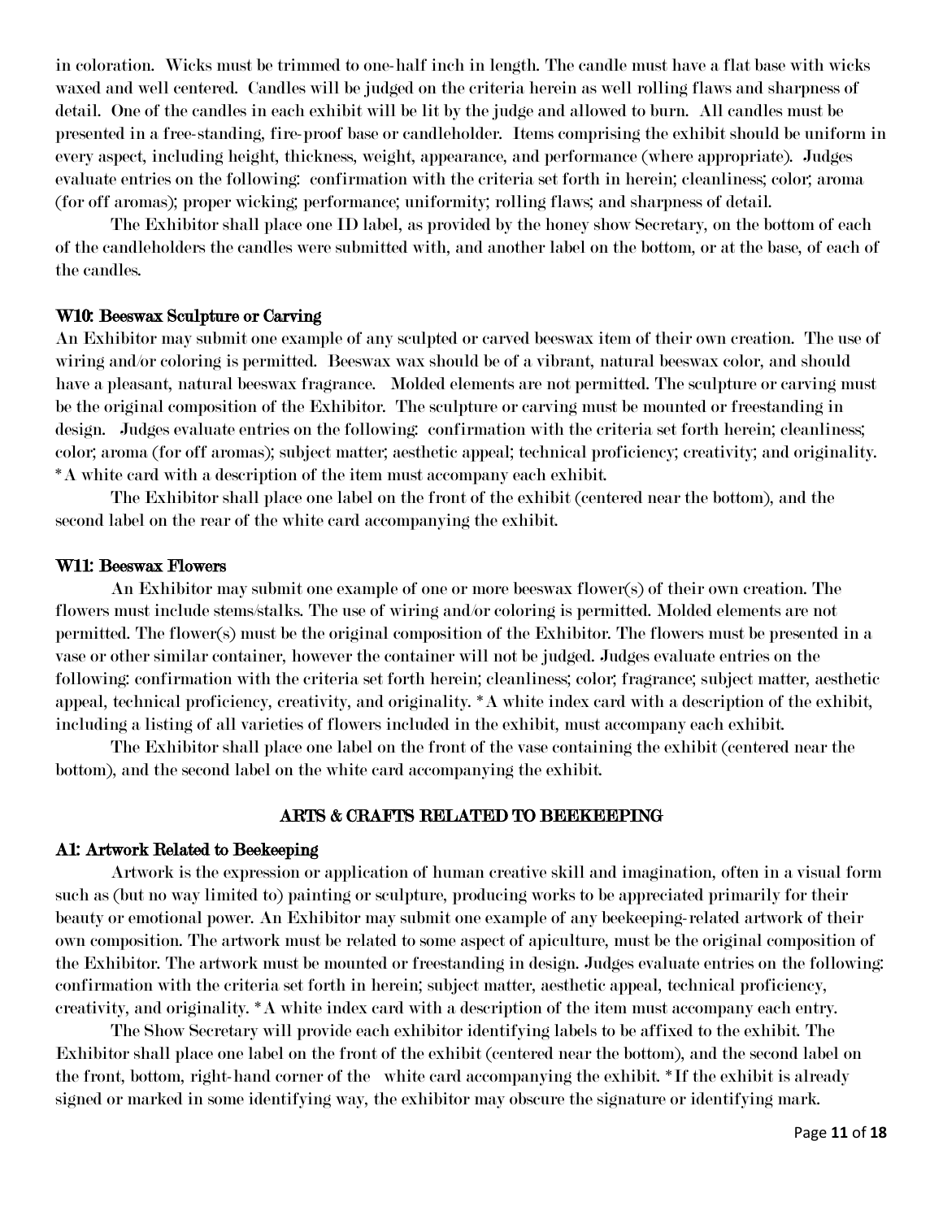in coloration. Wicks must be trimmed to one-half inch in length. The candle must have a flat base with wicks waxed and well centered. Candles will be judged on the criteria herein as well rolling flaws and sharpness of detail. One of the candles in each exhibit will be lit by the judge and allowed to burn. All candles must be presented in a free-standing, fire-proof base or candleholder. Items comprising the exhibit should be uniform in every aspect, including height, thickness, weight, appearance, and performance (where appropriate). Judges evaluate entries on the following: confirmation with the criteria set forth in herein; cleanliness; color; aroma (for off aromas); proper wicking; performance; uniformity; rolling flaws; and sharpness of detail.

The Exhibitor shall place one ID label, as provided by the honey show Secretary, on the bottom of each of the candleholders the candles were submitted with, and another label on the bottom, or at the base, of each of the candles.

### W10: Beeswax Sculpture or Carving

An Exhibitor may submit one example of any sculpted or carved beeswax item of their own creation. The use of wiring and/or coloring is permitted. Beeswax wax should be of a vibrant, natural beeswax color, and should have a pleasant, natural beeswax fragrance. Molded elements are not permitted. The sculpture or carving must be the original composition of the Exhibitor. The sculpture or carving must be mounted or freestanding in design. Judges evaluate entries on the following: confirmation with the criteria set forth herein; cleanliness; color; aroma (for off aromas); subject matter; aesthetic appeal; technical proficiency; creativity; and originality. *A white card with a description of the item must accompany each exhibit.

The Exhibitor shall place one label on the front of the exhibit (centered near the bottom), and the second label on the rear of the white card accompanying the exhibit.

### W11: Beeswax Flowers

An Exhibitor may submit one example of one or more beeswax flower(s) of their own creation. The flowers must include stems/stalks. The use of wiring and/or coloring is permitted. Molded elements are not permitted. The flower(s) must be the original composition of the Exhibitor. The flowers must be presented in a vase or other similar container, however the container will not be judged. Judges evaluate entries on the following: confirmation with the criteria set forth herein; cleanliness; color; fragrance; subject matter, aesthetic appeal, technical proficiency, creativity, and originality. *A white index card with a description of the exhibit, including a listing of all varieties of flowers included in the exhibit, must accompany each exhibit.

The Exhibitor shall place one label on the front of the vase containing the exhibit (centered near the bottom), and the second label on the white card accompanying the exhibit.

## ARTS & CRAFTS RELATED TO BEEKEEPING

### A1: Artwork Related to Beekeeping

Artwork is the expression or application of human creative skill and imagination, often in a visual form such as (but no way limited to) painting or sculpture, producing works to be appreciated primarily for their beauty or emotional power. An Exhibitor may submit one example of any beekeeping-related artwork of their own composition. The artwork must be related to some aspect of apiculture, must be the original composition of the Exhibitor. The artwork must be mounted or freestanding in design. Judges evaluate entries on the following: confirmation with the criteria set forth in herein; subject matter, aesthetic appeal, technical proficiency, creativity, and originality. *A white index card with a description of the item must accompany each entry.

The Show Secretary will provide each exhibitor identifying labels to be affixed to the exhibit. The Exhibitor shall place one label on the front of the exhibit (centered near the bottom), and the second label on the front, bottom, right-hand corner of the white card accompanying the exhibit. *If the exhibit is already signed or marked in some identifying way, the exhibitor may obscure the signature or identifying mark.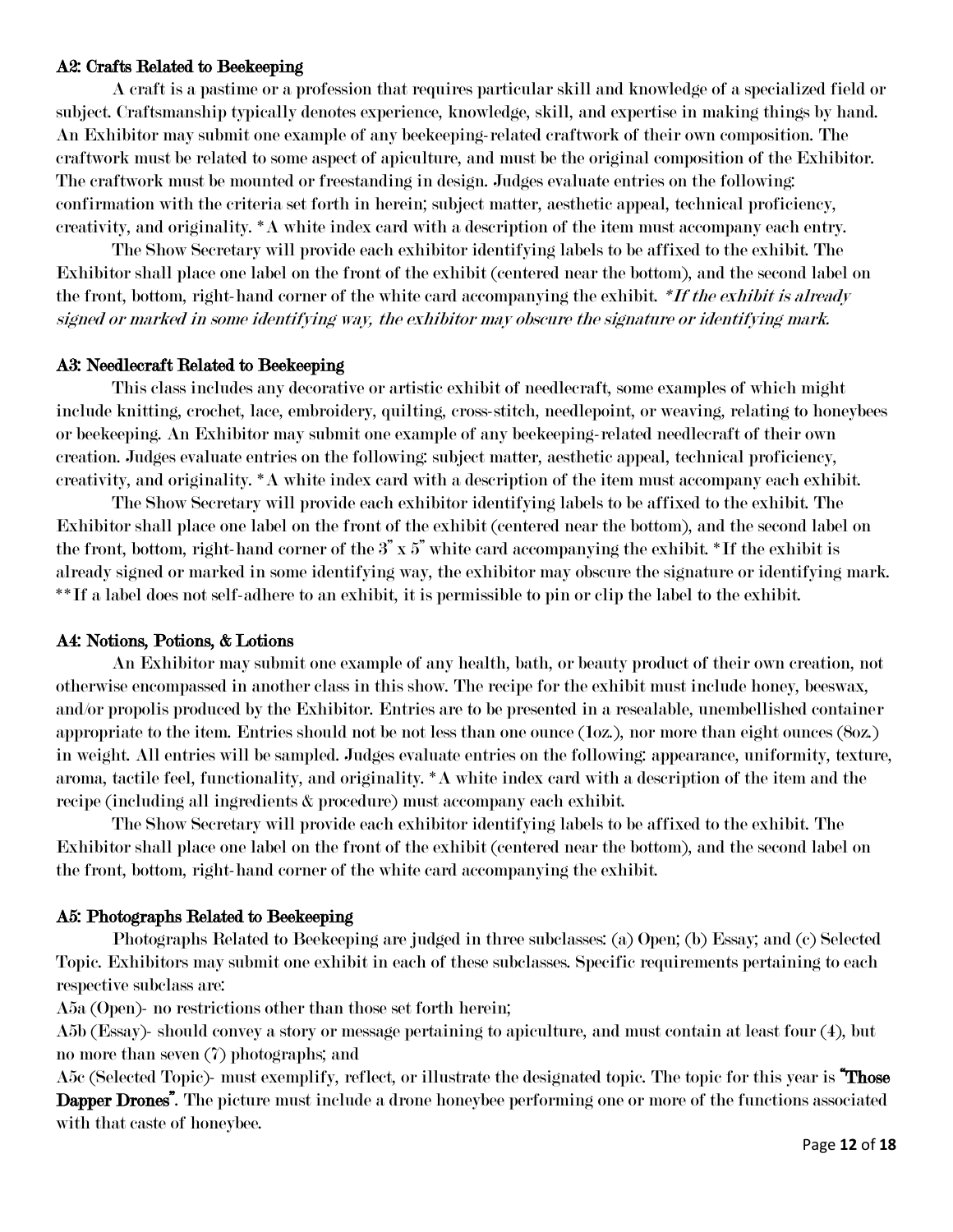### A2: Crafts Related to Beekeeping

A craft is a pastime or a profession that requires particular skill and knowledge of a specialized field or subject. Craftsmanship typically denotes experience, knowledge, skill, and expertise in making things by hand. An Exhibitor may submit one example of any beekeeping-related craftwork of their own composition. The craftwork must be related to some aspect of apiculture, and must be the original composition of the Exhibitor. The craftwork must be mounted or freestanding in design. Judges evaluate entries on the following: confirmation with the criteria set forth in herein; subject matter, aesthetic appeal, technical proficiency, creativity, and originality. *A white index card with a description of the item must accompany each entry.

The Show Secretary will provide each exhibitor identifying labels to be affixed to the exhibit. The Exhibitor shall place one label on the front of the exhibit (centered near the bottom), and the second label on the front, bottom, right-hand corner of the white card accompanying the exhibit. *\*If the exhibit is already signed or marked in some identifying way, the exhibitor may obscure the signature or identifying mark.*

### A3: Needlecraft Related to Beekeeping

This class includes any decorative or artistic exhibit of needlecraft, some examples of which might include knitting, crochet, lace, embroidery, quilting, cross-stitch, needlepoint, or weaving, relating to honeybees or beekeeping. An Exhibitor may submit one example of any beekeeping-related needlecraft of their own creation. Judges evaluate entries on the following: subject matter, aesthetic appeal, technical proficiency, creativity, and originality. *A white index card with a description of the item must accompany each exhibit.

The Show Secretary will provide each exhibitor identifying labels to be affixed to the exhibit. The Exhibitor shall place one label on the front of the exhibit (centered near the bottom), and the second label on the front, bottom, right-hand corner of the 3" x 5" white card accompanying the exhibit. *If the exhibit is already signed or marked in some identifying way, the exhibitor may obscure the signature or identifying mark. **If a label does not self-adhere to an exhibit, it is permissible to pin or clip the label to the exhibit.

### A4: Notions, Potions, & Lotions

An Exhibitor may submit one example of any health, bath, or beauty product of their own creation, not otherwise encompassed in another class in this show. The recipe for the exhibit must include honey, beeswax, and/or propolis produced by the Exhibitor. Entries are to be presented in a resealable, unembellished container appropriate to the item. Entries should not be not less than one ounce (1oz.), nor more than eight ounces (8oz.) in weight. All entries will be sampled. Judges evaluate entries on the following: appearance, uniformity, texture, aroma, tactile feel, functionality, and originality. *A white index card with a description of the item and the recipe (including all ingredients & procedure) must accompany each exhibit.

The Show Secretary will provide each exhibitor identifying labels to be affixed to the exhibit. The Exhibitor shall place one label on the front of the exhibit (centered near the bottom), and the second label on the front, bottom, right-hand corner of the white card accompanying the exhibit.

### A5: Photographs Related to Beekeeping

Photographs Related to Beekeeping are judged in three subclasses: (a) Open; (b) Essay; and (c) Selected Topic. Exhibitors may submit one exhibit in each of these subclasses. Specific requirements pertaining to each respective subclass are:

A5a (Open)- no restrictions other than those set forth herein;

A5b (Essay)- should convey a story or message pertaining to apiculture, and must contain at least four (4), but no more than seven (7) photographs; and

A5c (Selected Topic)- must exemplify, reflect, or illustrate the designated topic. The topic for this year is **"Those Dapper Drones"**. The picture must include a drone honeybee performing one or more of the functions associated with that caste of honeybee.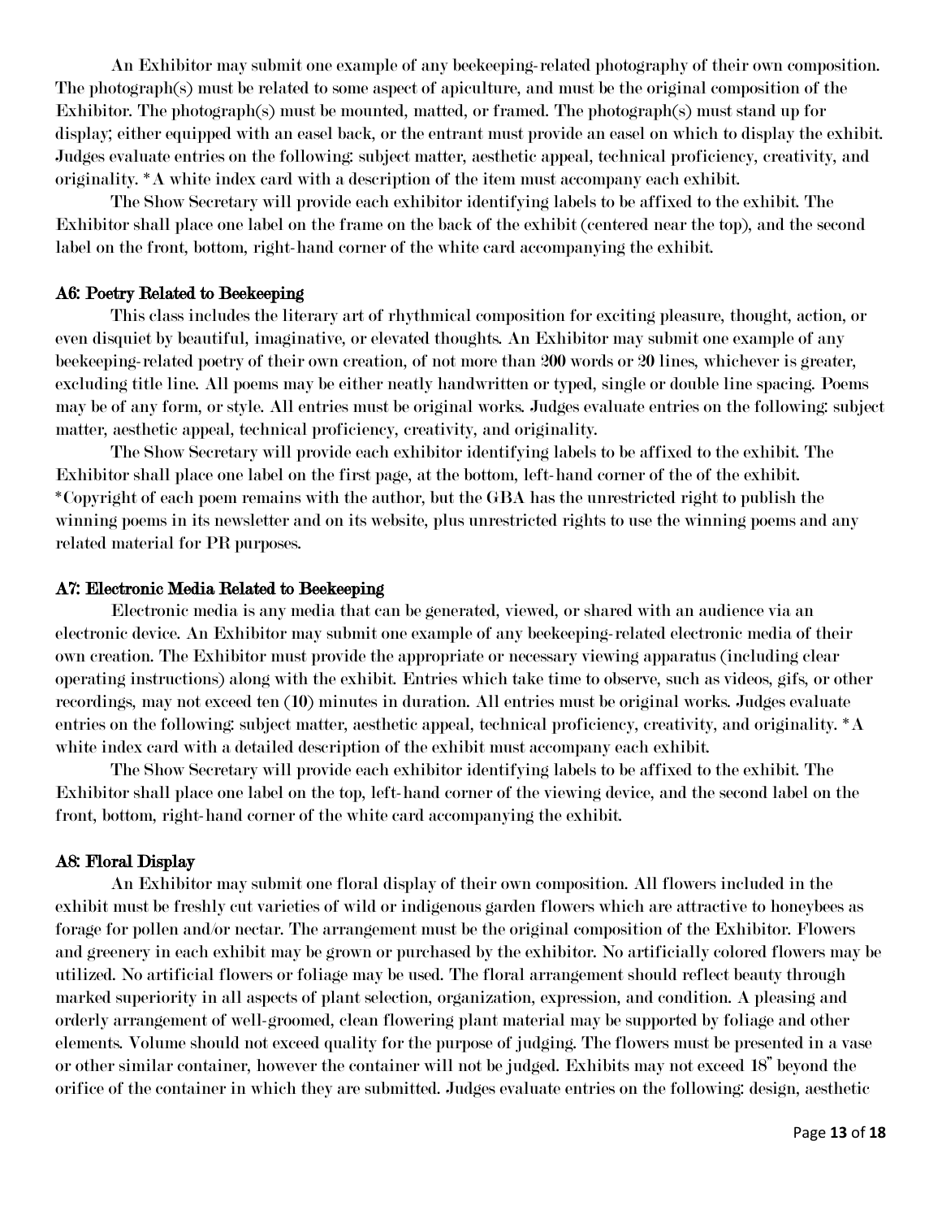An Exhibitor may submit one example of any beekeeping-related photography of their own composition. The photograph(s) must be related to some aspect of apiculture, and must be the original composition of the Exhibitor. The photograph(s) must be mounted, matted, or framed. The photograph(s) must stand up for display; either equipped with an easel back, or the entrant must provide an easel on which to display the exhibit. Judges evaluate entries on the following: subject matter, aesthetic appeal, technical proficiency, creativity, and originality. *A white index card with a description of the item must accompany each exhibit.

The Show Secretary will provide each exhibitor identifying labels to be affixed to the exhibit. The Exhibitor shall place one label on the frame on the back of the exhibit (centered near the top), and the second label on the front, bottom, right-hand corner of the white card accompanying the exhibit.

**A6: Poetry Related to Beekeeping**

This class includes the literary art of rhythmical composition for exciting pleasure, thought, action, or even disquiet by beautiful, imaginative, or elevated thoughts. An Exhibitor may submit one example of any beekeeping-related poetry of their own creation, of not more than 200 words or 20 lines, whichever is greater, excluding title line. All poems may be either neatly handwritten or typed, single or double line spacing. Poems may be of any form, or style. All entries must be original works. Judges evaluate entries on the following: subject matter, aesthetic appeal, technical proficiency, creativity, and originality.

The Show Secretary will provide each exhibitor identifying labels to be affixed to the exhibit. The Exhibitor shall place one label on the first page, at the bottom, left-hand corner of the of the exhibit. *Copyright of each poem remains with the author, but the GBA has the unrestricted right to publish the winning poems in its newsletter and on its website, plus unrestricted rights to use the winning poems and any related material for PR purposes.

**A7: Electronic Media Related to Beekeeping**

Electronic media is any media that can be generated, viewed, or shared with an audience via an electronic device. An Exhibitor may submit one example of any beekeeping-related electronic media of their own creation. The Exhibitor must provide the appropriate or necessary viewing apparatus (including clear operating instructions) along with the exhibit. Entries which take time to observe, such as videos, gifs, or other recordings, may not exceed ten (10) minutes in duration. All entries must be original works. Judges evaluate entries on the following: subject matter, aesthetic appeal, technical proficiency, creativity, and originality. *A white index card with a detailed description of the exhibit must accompany each exhibit.

The Show Secretary will provide each exhibitor identifying labels to be affixed to the exhibit. The Exhibitor shall place one label on the top, left-hand corner of the viewing device, and the second label on the front, bottom, right-hand corner of the white card accompanying the exhibit.

**A8: Floral Display**

An Exhibitor may submit one floral display of their own composition. All flowers included in the exhibit must be freshly cut varieties of wild or indigenous garden flowers which are attractive to honeybees as forage for pollen and/or nectar. The arrangement must be the original composition of the Exhibitor. Flowers and greenery in each exhibit may be grown or purchased by the exhibitor. No artificially colored flowers may be utilized. No artificial flowers or foliage may be used. The floral arrangement should reflect beauty through marked superiority in all aspects of plant selection, organization, expression, and condition. A pleasing and orderly arrangement of well-groomed, clean flowering plant material may be supported by foliage and other elements. Volume should not exceed quality for the purpose of judging. The flowers must be presented in a vase or other similar container, however the container will not be judged. Exhibits may not exceed 18" beyond the orifice of the container in which they are submitted. Judges evaluate entries on the following: design, aesthetic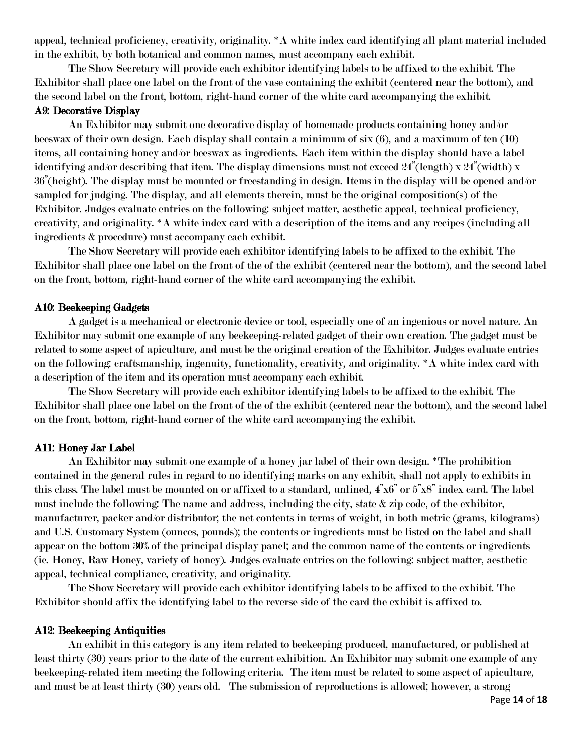appeal, technical proficiency, creativity, originality. *A white index card identifying all plant material included in the exhibit, by both botanical and common names, must accompany each exhibit.

The Show Secretary will provide each exhibitor identifying labels to be affixed to the exhibit. The Exhibitor shall place one label on the front of the vase containing the exhibit (centered near the bottom), and the second label on the front, bottom, right-hand corner of the white card accompanying the exhibit.

### A9: Decorative Display

An Exhibitor may submit one decorative display of homemade products containing honey and/or beeswax of their own design. Each display shall contain a minimum of six (6), and a maximum of ten (10) items, all containing honey and/or beeswax as ingredients. Each item within the display should have a label identifying and/or describing that item. The display dimensions must not exceed 24"(length) x 24"(width) x 36"(height). The display must be mounted or freestanding in design. Items in the display will be opened and/or sampled for judging. The display, and all elements therein, must be the original composition(s) of the Exhibitor. Judges evaluate entries on the following: subject matter, aesthetic appeal, technical proficiency, creativity, and originality. *A white index card with a description of the items and any recipes (including all ingredients & procedure) must accompany each exhibit.

The Show Secretary will provide each exhibitor identifying labels to be affixed to the exhibit. The Exhibitor shall place one label on the front of the of the exhibit (centered near the bottom), and the second label on the front, bottom, right-hand corner of the white card accompanying the exhibit.

### A10: Beekeeping Gadgets

A gadget is a mechanical or electronic device or tool, especially one of an ingenious or novel nature. An Exhibitor may submit one example of any beekeeping-related gadget of their own creation. The gadget must be related to some aspect of apiculture, and must be the original creation of the Exhibitor. Judges evaluate entries on the following: craftsmanship, ingenuity, functionality, creativity, and originality. *A white index card with a description of the item and its operation must accompany each exhibit.

The Show Secretary will provide each exhibitor identifying labels to be affixed to the exhibit. The Exhibitor shall place one label on the front of the of the exhibit (centered near the bottom), and the second label on the front, bottom, right-hand corner of the white card accompanying the exhibit.

### A11: Honey Jar Label

An Exhibitor may submit one example of a honey jar label of their own design. *The prohibition contained in the general rules in regard to no identifying marks on any exhibit, shall not apply to exhibits in this class. The label must be mounted on or affixed to a standard, unlined, 4"x6" or 5"x8" index card. The label must include the following: The name and address, including the city, state & zip code, of the exhibitor, manufacturer, packer and/or distributor; the net contents in terms of weight, in both metric (grams, kilograms) and U.S. Customary System (ounces, pounds); the contents or ingredients must be listed on the label and shall appear on the bottom 30% of the principal display panel; and the common name of the contents or ingredients (ie. Honey, Raw Honey, variety of honey). Judges evaluate entries on the following: subject matter, aesthetic appeal, technical compliance, creativity, and originality.

The Show Secretary will provide each exhibitor identifying labels to be affixed to the exhibit. The Exhibitor should affix the identifying label to the reverse side of the card the exhibit is affixed to.

### A12: Beekeeping Antiquities

An exhibit in this category is any item related to beekeeping produced, manufactured, or published at least thirty (30) years prior to the date of the current exhibition. An Exhibitor may submit one example of any beekeeping-related item meeting the following criteria. The item must be related to some aspect of apiculture, and must be at least thirty (30) years old. The submission of reproductions is allowed; however, a strong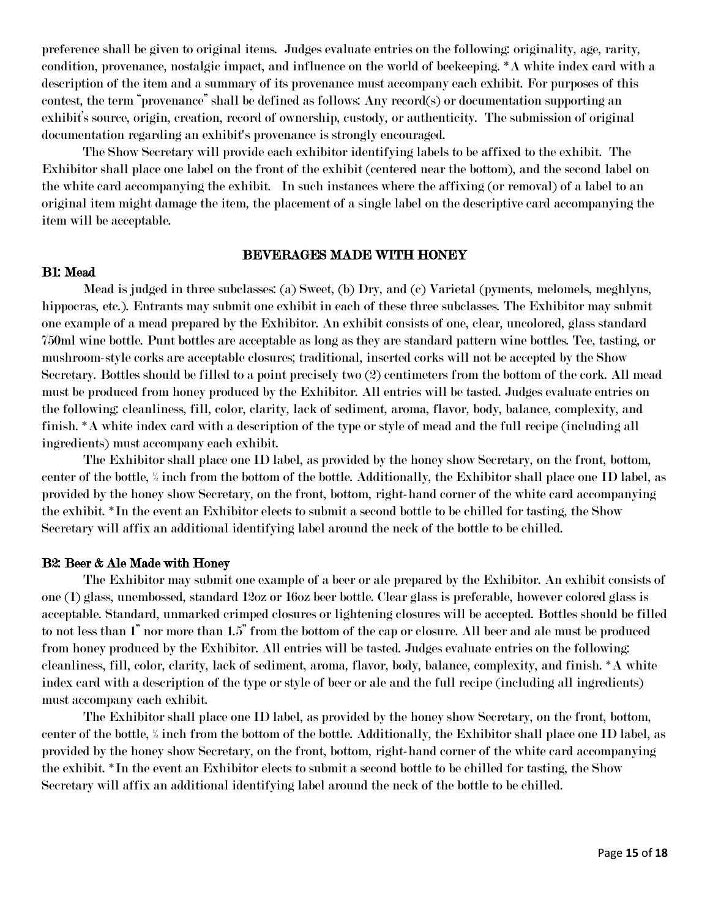preference shall be given to original items. Judges evaluate entries on the following: originality, age, rarity, condition, provenance, nostalgic impact, and influence on the world of beekeeping. *A white index card with a description of the item and a summary of its provenance must accompany each exhibit. For purposes of this contest, the term "provenance" shall be defined as follows: Any record(s) or documentation supporting an exhibit's source, origin, creation, record of ownership, custody, or authenticity. The submission of original documentation regarding an exhibit's provenance is strongly encouraged.

The Show Secretary will provide each exhibitor identifying labels to be affixed to the exhibit. The Exhibitor shall place one label on the front of the exhibit (centered near the bottom), and the second label on the white card accompanying the exhibit. In such instances where the affixing (or removal) of a label to an original item might damage the item, the placement of a single label on the descriptive card accompanying the item will be acceptable.

## BEVERAGES MADE WITH HONEY

### B1: Mead

Mead is judged in three subclasses: (a) Sweet, (b) Dry, and (c) Varietal (pyments, melomels, meghlyns, hippocras, etc.). Entrants may submit one exhibit in each of these three subclasses. The Exhibitor may submit one example of a mead prepared by the Exhibitor. An exhibit consists of one, clear, uncolored, glass standard 750ml wine bottle. Punt bottles are acceptable as long as they are standard pattern wine bottles. Tee, tasting, or mushroom-style corks are acceptable closures; traditional, inserted corks will not be accepted by the Show Secretary. Bottles should be filled to a point precisely two (2) centimeters from the bottom of the cork. All mead must be produced from honey produced by the Exhibitor. All entries will be tasted. Judges evaluate entries on the following: cleanliness, fill, color, clarity, lack of sediment, aroma, flavor, body, balance, complexity, and finish. *A white index card with a description of the type or style of mead and the full recipe (including all ingredients) must accompany each exhibit.

The Exhibitor shall place one ID label, as provided by the honey show Secretary, on the front, bottom, center of the bottle, ½ inch from the bottom of the bottle. Additionally, the Exhibitor shall place one ID label, as provided by the honey show Secretary, on the front, bottom, right-hand corner of the white card accompanying the exhibit. *In the event an Exhibitor elects to submit a second bottle to be chilled for tasting, the Show Secretary will affix an additional identifying label around the neck of the bottle to be chilled.

### B2: Beer & Ale Made with Honey

The Exhibitor may submit one example of a beer or ale prepared by the Exhibitor. An exhibit consists of one (1) glass, unembossed, standard 12oz or 16oz beer bottle. Clear glass is preferable, however colored glass is acceptable. Standard, unmarked crimped closures or lightening closures will be accepted. Bottles should be filled to not less than 1" nor more than 1.5" from the bottom of the cap or closure. All beer and ale must be produced from honey produced by the Exhibitor. All entries will be tasted. Judges evaluate entries on the following: cleanliness, fill, color, clarity, lack of sediment, aroma, flavor, body, balance, complexity, and finish. *A white index card with a description of the type or style of beer or ale and the full recipe (including all ingredients) must accompany each exhibit.

The Exhibitor shall place one ID label, as provided by the honey show Secretary, on the front, bottom, center of the bottle, ½ inch from the bottom of the bottle. Additionally, the Exhibitor shall place one ID label, as provided by the honey show Secretary, on the front, bottom, right-hand corner of the white card accompanying the exhibit. *In the event an Exhibitor elects to submit a second bottle to be chilled for tasting, the Show Secretary will affix an additional identifying label around the neck of the bottle to be chilled.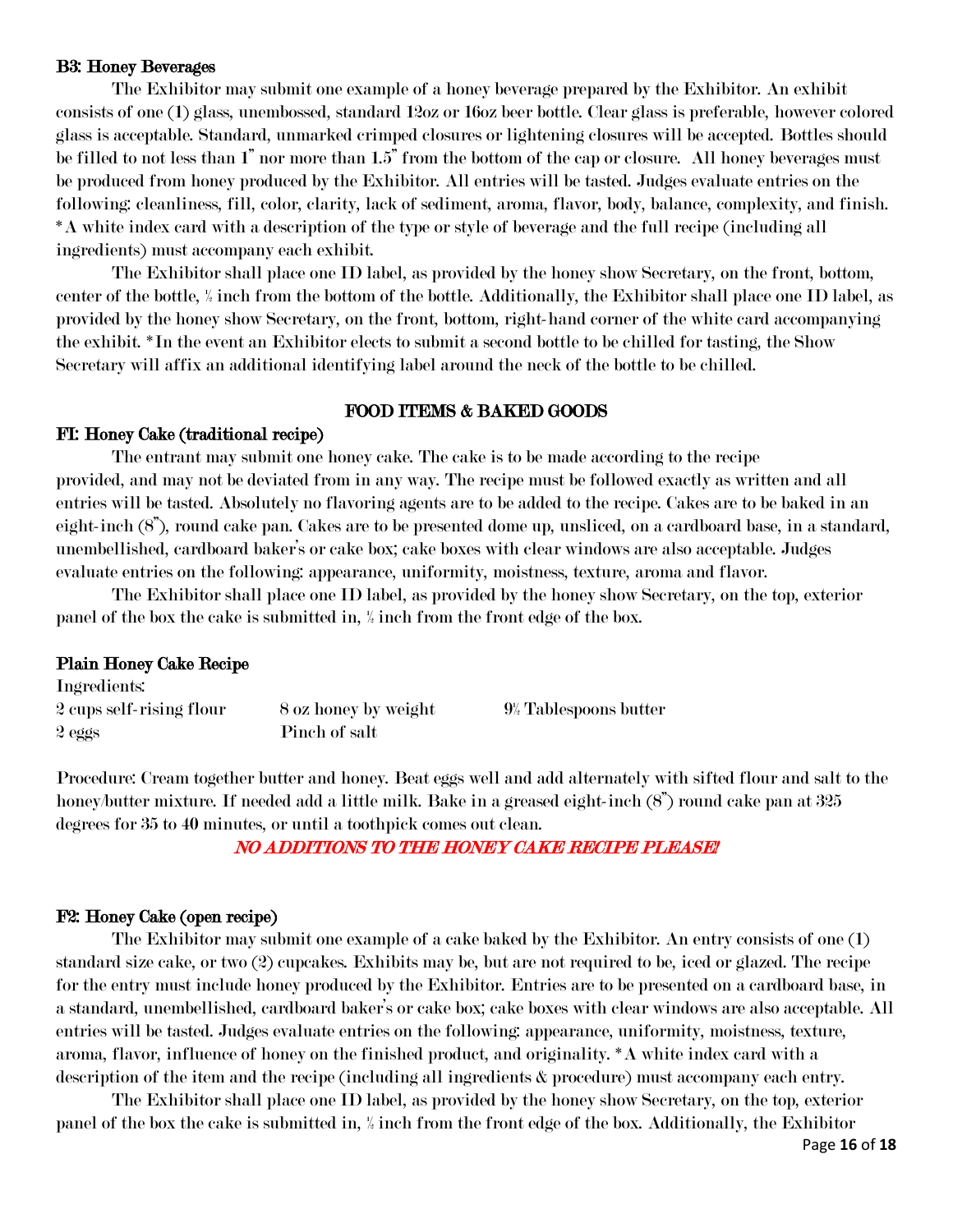**B3: Honey Beverages**

The Exhibitor may submit one example of a honey beverage prepared by the Exhibitor. An exhibit consists of one (1) glass, unembossed, standard 12oz or 16oz beer bottle. Clear glass is preferable, however colored glass is acceptable. Standard, unmarked crimped closures or lightening closures will be accepted. Bottles should be filled to not less than 1" nor more than 1.5" from the bottom of the cap or closure. All honey beverages must be produced from honey produced by the Exhibitor. All entries will be tasted. Judges evaluate entries on the following: cleanliness, fill, color, clarity, lack of sediment, aroma, flavor, body, balance, complexity, and finish. *A white index card with a description of the type or style of beverage and the full recipe (including all ingredients) must accompany each exhibit.

The Exhibitor shall place one ID label, as provided by the honey show Secretary, on the front, bottom, center of the bottle, ½ inch from the bottom of the bottle. Additionally, the Exhibitor shall place one ID label, as provided by the honey show Secretary, on the front, bottom, right-hand corner of the white card accompanying the exhibit. *In the event an Exhibitor elects to submit a second bottle to be chilled for tasting, the Show Secretary will affix an additional identifying label around the neck of the bottle to be chilled.

## FOOD ITEMS & BAKED GOODS

**F1: Honey Cake (traditional recipe)**

The entrant may submit one honey cake. The cake is to be made according to the recipe provided, and may not be deviated from in any way. The recipe must be followed exactly as written and all entries will be tasted. Absolutely no flavoring agents are to be added to the recipe. Cakes are to be baked in an eight-inch (8"), round cake pan. Cakes are to be presented dome up, unsliced, on a cardboard base, in a standard, unembellished, cardboard baker's or cake box; cake boxes with clear windows are also acceptable. Judges evaluate entries on the following: appearance, uniformity, moistness, texture, aroma and flavor.

The Exhibitor shall place one ID label, as provided by the honey show Secretary, on the top, exterior panel of the box the cake is submitted in, ½ inch from the front edge of the box.

**Plain Honey Cake Recipe**

Ingredients:

| | | |
|---|---|---|
| 2 cups self-rising flour | 8 oz honey by weight | 9½ Tablespoons butter |
| 2 eggs | Pinch of salt | |

Procedure: Cream together butter and honey. Beat eggs well and add alternately with sifted flour and salt to the honey/butter mixture. If needed add a little milk. Bake in a greased eight-inch (8") round cake pan at 325 degrees for 35 to 40 minutes, or until a toothpick comes out clean.

***NO ADDITIONS TO THE HONEY CAKE RECIPE PLEASE!***

**F2: Honey Cake (open recipe)**

The Exhibitor may submit one example of a cake baked by the Exhibitor. An entry consists of one (1) standard size cake, or two (2) cupcakes. Exhibits may be, but are not required to be, iced or glazed. The recipe for the entry must include honey produced by the Exhibitor. Entries are to be presented on a cardboard base, in a standard, unembellished, cardboard baker's or cake box; cake boxes with clear windows are also acceptable. All entries will be tasted. Judges evaluate entries on the following: appearance, uniformity, moistness, texture, aroma, flavor, influence of honey on the finished product, and originality. *A white index card with a description of the item and the recipe (including all ingredients & procedure) must accompany each entry.

The Exhibitor shall place one ID label, as provided by the honey show Secretary, on the top, exterior panel of the box the cake is submitted in, ½ inch from the front edge of the box. Additionally, the Exhibitor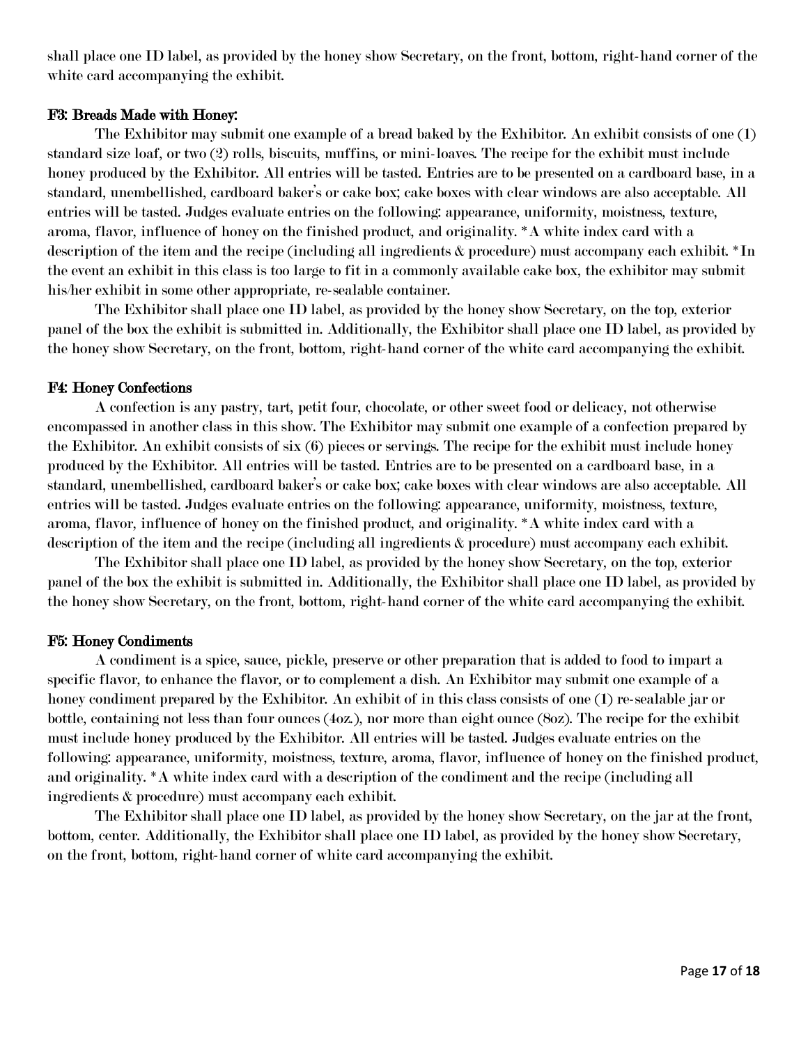shall place one ID label, as provided by the honey show Secretary, on the front, bottom, right-hand corner of the white card accompanying the exhibit.

#### F3: Breads Made with Honey:

The Exhibitor may submit one example of a bread baked by the Exhibitor. An exhibit consists of one (1) standard size loaf, or two (2) rolls, biscuits, muffins, or mini-loaves. The recipe for the exhibit must include honey produced by the Exhibitor. All entries will be tasted. Entries are to be presented on a cardboard base, in a standard, unembellished, cardboard baker's or cake box; cake boxes with clear windows are also acceptable. All entries will be tasted. Judges evaluate entries on the following: appearance, uniformity, moistness, texture, aroma, flavor, influence of honey on the finished product, and originality. *A white index card with a description of the item and the recipe (including all ingredients & procedure) must accompany each exhibit. *In the event an exhibit in this class is too large to fit in a commonly available cake box, the exhibitor may submit his/her exhibit in some other appropriate, re-sealable container.

The Exhibitor shall place one ID label, as provided by the honey show Secretary, on the top, exterior panel of the box the exhibit is submitted in. Additionally, the Exhibitor shall place one ID label, as provided by the honey show Secretary, on the front, bottom, right-hand corner of the white card accompanying the exhibit.

#### F4: Honey Confections

A confection is any pastry, tart, petit four, chocolate, or other sweet food or delicacy, not otherwise encompassed in another class in this show. The Exhibitor may submit one example of a confection prepared by the Exhibitor. An exhibit consists of six (6) pieces or servings. The recipe for the exhibit must include honey produced by the Exhibitor. All entries will be tasted. Entries are to be presented on a cardboard base, in a standard, unembellished, cardboard baker's or cake box; cake boxes with clear windows are also acceptable. All entries will be tasted. Judges evaluate entries on the following: appearance, uniformity, moistness, texture, aroma, flavor, influence of honey on the finished product, and originality. *A white index card with a description of the item and the recipe (including all ingredients & procedure) must accompany each exhibit.

The Exhibitor shall place one ID label, as provided by the honey show Secretary, on the top, exterior panel of the box the exhibit is submitted in. Additionally, the Exhibitor shall place one ID label, as provided by the honey show Secretary, on the front, bottom, right-hand corner of the white card accompanying the exhibit.

#### F5: Honey Condiments

A condiment is a spice, sauce, pickle, preserve or other preparation that is added to food to impart a specific flavor, to enhance the flavor, or to complement a dish. An Exhibitor may submit one example of a honey condiment prepared by the Exhibitor. An exhibit of in this class consists of one (1) re-sealable jar or bottle, containing not less than four ounces (4oz.), nor more than eight ounce (8oz). The recipe for the exhibit must include honey produced by the Exhibitor. All entries will be tasted. Judges evaluate entries on the following: appearance, uniformity, moistness, texture, aroma, flavor, influence of honey on the finished product, and originality. *A white index card with a description of the condiment and the recipe (including all ingredients & procedure) must accompany each exhibit.

The Exhibitor shall place one ID label, as provided by the honey show Secretary, on the jar at the front, bottom, center. Additionally, the Exhibitor shall place one ID label, as provided by the honey show Secretary, on the front, bottom, right-hand corner of white card accompanying the exhibit.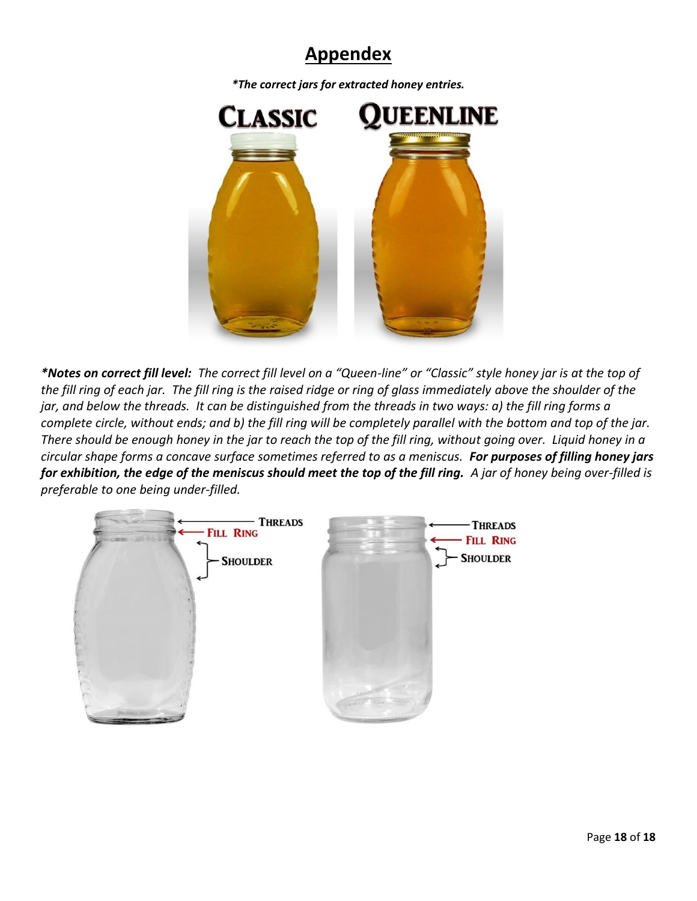# Appendex

***The correct jars for extracted honey entries.***

CLASSIC

QUEENLINE

***Notes on correct fill level:*** *The correct fill level on a "Queen-line" or "Classic" style honey jar is at the top of the fill ring of each jar. The fill ring is the raised ridge or ring of glass immediately above the shoulder of the jar, and below the threads. It can be distinguished from the threads in two ways: a) the fill ring forms a complete circle, without ends; and b) the fill ring will be completely parallel with the bottom and top of the jar. There should be enough honey in the jar to reach the top of the fill ring, without going over. Liquid honey in a circular shape forms a concave surface sometimes referred to as a meniscus.* ***For purposes of filling honey jars for exhibition, the edge of the meniscus should meet the top of the fill ring.*** *A jar of honey being over-filled is preferable to one being under-filled.*

THREADS

FILL RING

SHOULDER

THREADS

FILL RING

SHOULDER